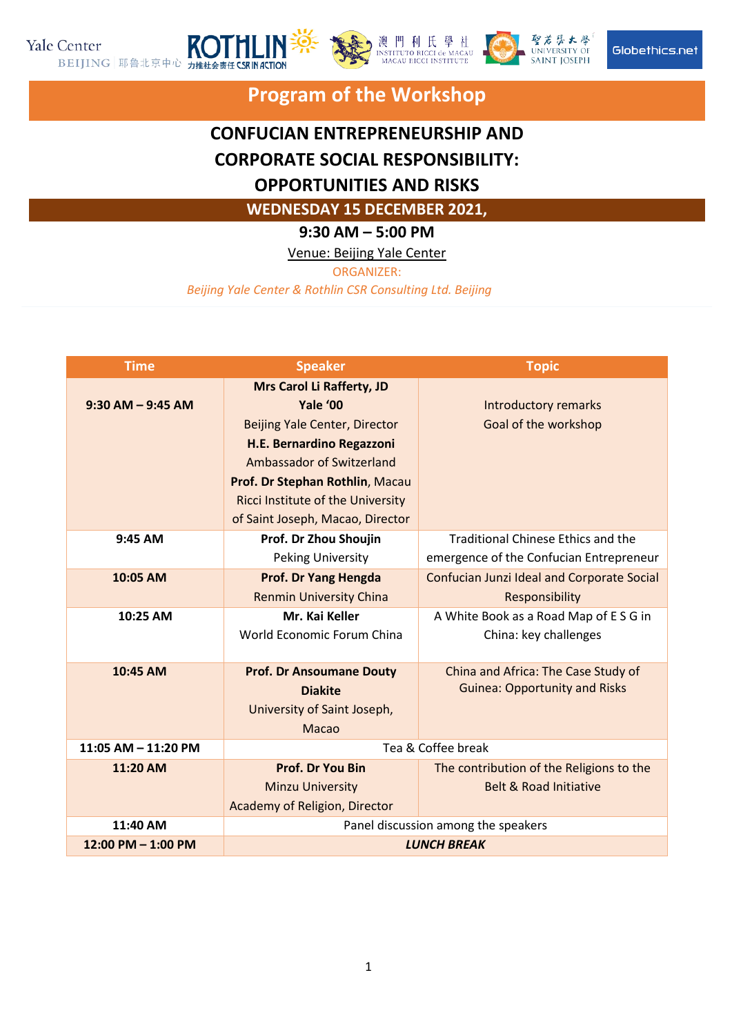Yale Center BEIJING 耶鲁北京中心 | ROTHLIN 力推社会责任 CSR IN ACTION | 澳門利氏學社 INSTITUTO RICCI de MACAU MACAU RICCI INSTITUTE | 聖若瑟大學 UNIVERSITY OF SAINT JOSEPH | Globethics.net

# Program of the Workshop

## CONFUCIAN ENTREPRENEURSHIP AND CORPORATE SOCIAL RESPONSIBILITY: OPPORTUNITIES AND RISKS

**WEDNESDAY 15 DECEMBER 2021,**

**9:30 AM – 5:00 PM**

Venue: Beijing Yale Center

ORGANIZER:

*Beijing Yale Center & Rothlin CSR Consulting Ltd. Beijing*

| Time | Speaker | Topic |
|---|---|---|
| **9:30 AM – 9:45 AM** | **Mrs Carol Li Rafferty, JD Yale '00** Beijing Yale Center, Director **H.E. Bernardino Regazzoni** Ambassador of Switzerland **Prof. Dr Stephan Rothlin**, Macau Ricci Institute of the University of Saint Joseph, Macao, Director | Introductory remarks Goal of the workshop |
| **9:45 AM** | **Prof. Dr Zhou Shoujin** Peking University | Traditional Chinese Ethics and the emergence of the Confucian Entrepreneur |
| **10:05 AM** | **Prof. Dr Yang Hengda** Renmin University China | Confucian Junzi Ideal and Corporate Social Responsibility |
| **10:25 AM** | **Mr. Kai Keller** World Economic Forum China | A White Book as a Road Map of E S G in China: key challenges |
| **10:45 AM** | **Prof. Dr Ansoumane Douty Diakite** University of Saint Joseph, Macao | China and Africa: The Case Study of Guinea: Opportunity and Risks |
| **11:05 AM – 11:20 PM** | Tea & Coffee break | |
| **11:20 AM** | **Prof. Dr You Bin** Minzu University Academy of Religion, Director | The contribution of the Religions to the Belt & Road Initiative |
| **11:40 AM** | Panel discussion among the speakers | |
| **12:00 PM – 1:00 PM** | ***LUNCH BREAK*** | |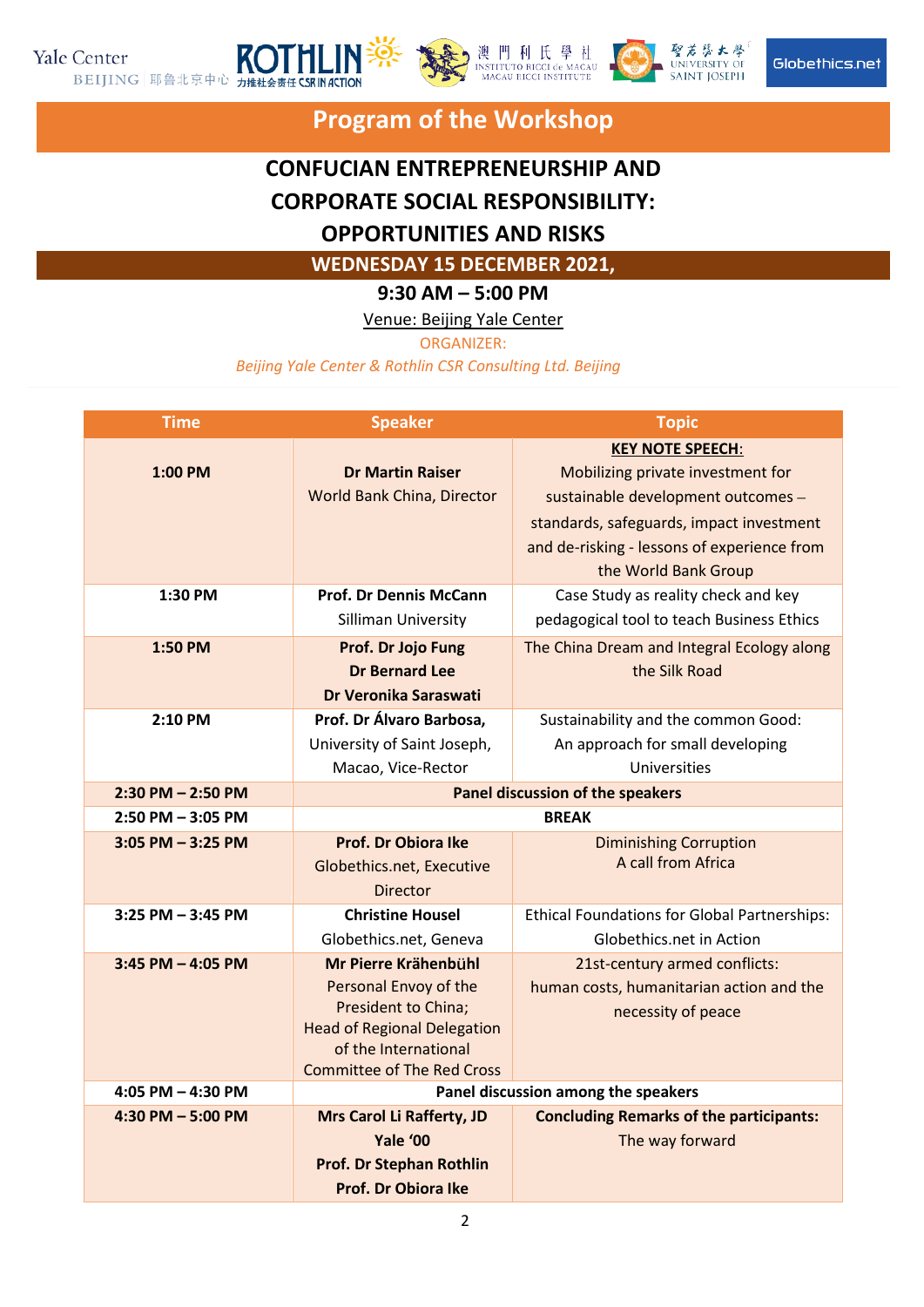# Program of the Workshop

## CONFUCIAN ENTREPRENEURSHIP AND CORPORATE SOCIAL RESPONSIBILITY: OPPORTUNITIES AND RISKS

**WEDNESDAY 15 DECEMBER 2021,**

**9:30 AM – 5:00 PM**

Venue: Beijing Yale Center

ORGANIZER:

*Beijing Yale Center & Rothlin CSR Consulting Ltd. Beijing*

| Time | Speaker | Topic |
|---|---|---|
| **1:00 PM** | **Dr Martin Raiser** World Bank China, Director | **KEY NOTE SPEECH**: Mobilizing private investment for sustainable development outcomes – standards, safeguards, impact investment and de-risking - lessons of experience from the World Bank Group |
| **1:30 PM** | **Prof. Dr Dennis McCann** Silliman University | Case Study as reality check and key pedagogical tool to teach Business Ethics |
| **1:50 PM** | **Prof. Dr Jojo Fung** **Dr Bernard Lee** **Dr Veronika Saraswati** | The China Dream and Integral Ecology along the Silk Road |
| **2:10 PM** | **Prof. Dr Álvaro Barbosa,** University of Saint Joseph, Macao, Vice-Rector | Sustainability and the common Good: An approach for small developing Universities |
| **2:30 PM – 2:50 PM** | **Panel discussion of the speakers** | |
| **2:50 PM – 3:05 PM** | **BREAK** | |
| **3:05 PM – 3:25 PM** | **Prof. Dr Obiora Ike** Globethics.net, Executive Director | Diminishing Corruption A call from Africa |
| **3:25 PM – 3:45 PM** | **Christine Housel** Globethics.net, Geneva | Ethical Foundations for Global Partnerships: Globethics.net in Action |
| **3:45 PM – 4:05 PM** | **Mr Pierre Krähenbühl** Personal Envoy of the President to China; Head of Regional Delegation of the International Committee of The Red Cross | 21st-century armed conflicts: human costs, humanitarian action and the necessity of peace |
| **4:05 PM – 4:30 PM** | **Panel discussion among the speakers** | |
| **4:30 PM – 5:00 PM** | **Mrs Carol Li Rafferty, JD Yale '00** **Prof. Dr Stephan Rothlin** **Prof. Dr Obiora Ike** | **Concluding Remarks of the participants:** The way forward |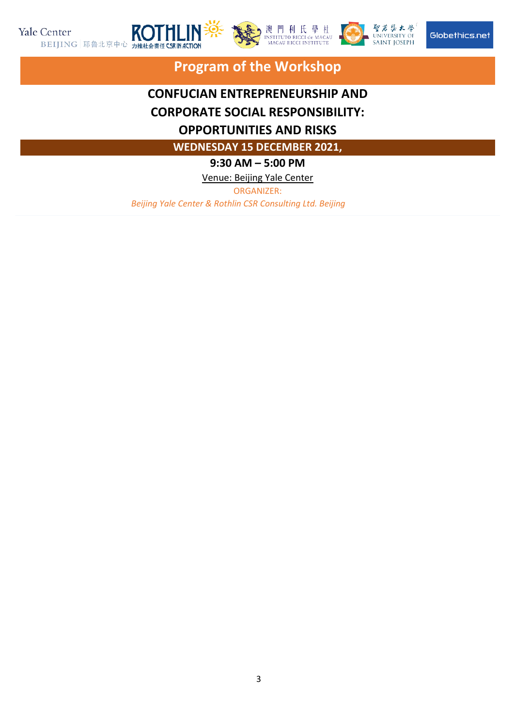# Program of the Workshop

## CONFUCIAN ENTREPRENEURSHIP AND CORPORATE SOCIAL RESPONSIBILITY: OPPORTUNITIES AND RISKS

**WEDNESDAY 15 DECEMBER 2021,**

**9:30 AM – 5:00 PM**

Venue: Beijing Yale Center

ORGANIZER:

*Beijing Yale Center & Rothlin CSR Consulting Ltd. Beijing*